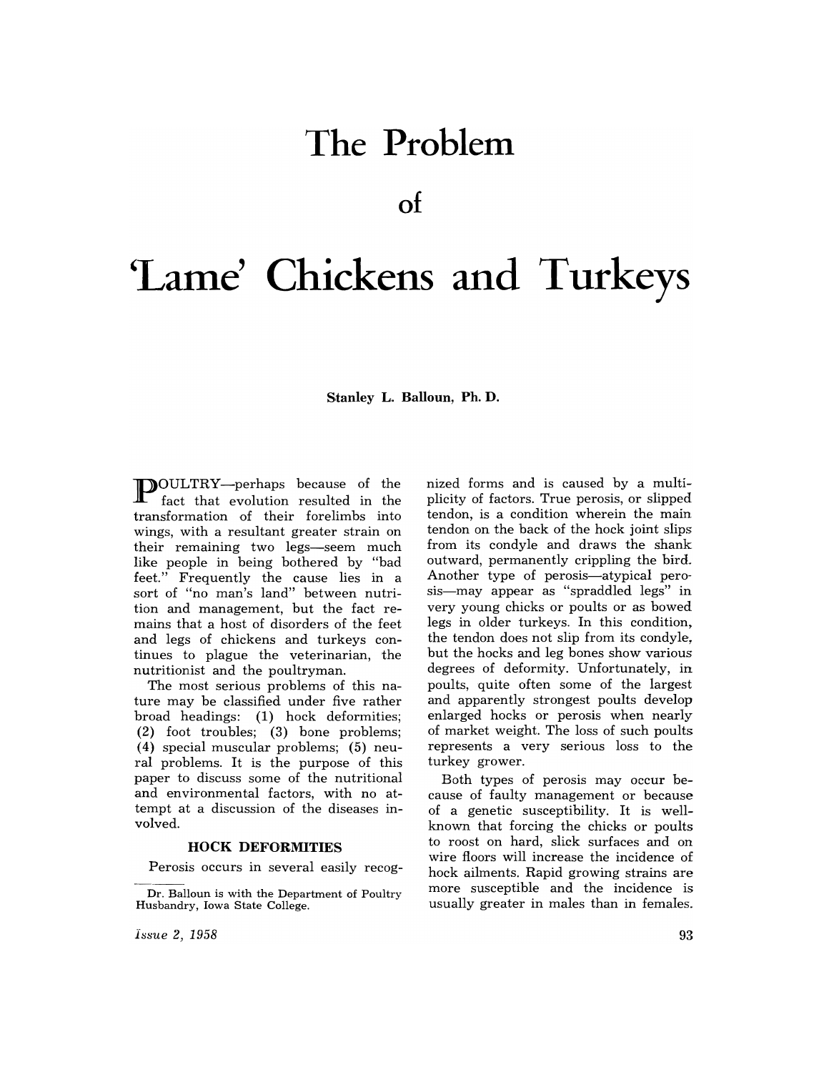# The Problem of 'Lame' Chickens and Turkeys

**Stanley L. Balloun, Ph. D.**

POULTRY—perhaps because of the fact that evolution resulted in the transformation of their forelimbs into wings, with a resultant greater strain on their remaining two legs—seem much like people in being bothered by "bad feet." Frequently the cause lies in a sort of "no man's land" between nutrition and management, but the fact remains that a host of disorders of the feet and legs of chickens and turkeys continues to plague the veterinarian, the nutritionist and the poultryman.

The most serious problems of this nature may be classified under five rather broad headings: (1) hock deformities; (2) foot troubles; (3) bone problems; (4) special muscular problems; (5) neural problems. It is the purpose of this paper to discuss some of the nutritional and environmental factors, with no attempt at a discussion of the diseases involved.

## HOCK DEFORMITIES

Perosis occurs in several easily recognized forms and is caused by a multiplicity of factors. True perosis, or slipped tendon, is a condition wherein the main tendon on the back of the hock joint slips from its condyle and draws the shank outward, permanently crippling the bird. Another type of perosis—atypical perosis—may appear as "spraddled legs" in very young chicks or poults or as bowed legs in older turkeys. In this condition, the tendon does not slip from its condyle, but the hocks and leg bones show various degrees of deformity. Unfortunately, in poults, quite often some of the largest and apparently strongest poults develop enlarged hocks or perosis when nearly of market weight. The loss of such poults represents a very serious loss to the turkey grower.

Both types of perosis may occur because of faulty management or because of a genetic susceptibility. It is well-known that forcing the chicks or poults to roost on hard, slick surfaces and on wire floors will increase the incidence of hock ailments. Rapid growing strains are more susceptible and the incidence is usually greater in males than in females.

Dr. Balloun is with the Department of Poultry Husbandry, Iowa State College.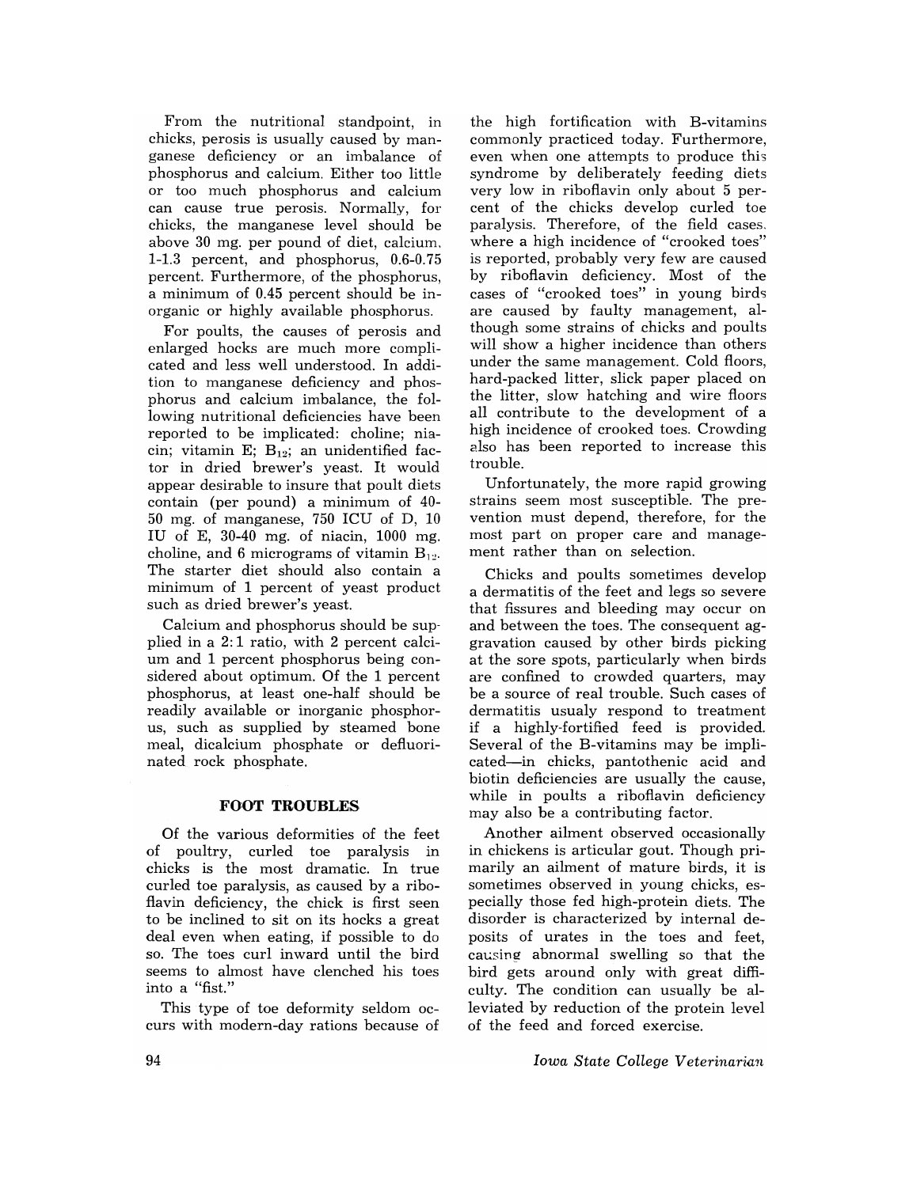From the nutritional standpoint, in chicks, perosis is usually caused by manganese deficiency or an imbalance of phosphorus and calcium. Either too little or too much phosphorus and calcium can cause true perosis. Normally, for chicks, the manganese level should be above 30 mg. per pound of diet, calcium, 1-1.3 percent, and phosphorus, 0.6-0.75 percent. Furthermore, of the phosphorus, a minimum of 0.45 percent should be inorganic or highly available phosphorus.

For poults, the causes of perosis and enlarged hocks are much more complicated and less well understood. In addition to manganese deficiency and phosphorus and calcium imbalance, the following nutritional deficiencies have been reported to be implicated: choline; niacin; vitamin E; $B_{12}$; an unidentified factor in dried brewer's yeast. It would appear desirable to insure that poult diets contain (per pound) a minimum of 40-50 mg. of manganese, 750 ICU of D, 10 IU of E, 30-40 mg. of niacin, 1000 mg. choline, and 6 micrograms of vitamin $B_{12}$. The starter diet should also contain a minimum of 1 percent of yeast product such as dried brewer's yeast.

Calcium and phosphorus should be supplied in a 2:1 ratio, with 2 percent calcium and 1 percent phosphorus being considered about optimum. Of the 1 percent phosphorus, at least one-half should be readily available or inorganic phosphorus, such as supplied by steamed bone meal, dicalcium phosphate or defluorinated rock phosphate.

## FOOT TROUBLES

Of the various deformities of the feet of poultry, curled toe paralysis in chicks is the most dramatic. In true curled toe paralysis, as caused by a riboflavin deficiency, the chick is first seen to be inclined to sit on its hocks a great deal even when eating, if possible to do so. The toes curl inward until the bird seems to almost have clenched his toes into a "fist."

This type of toe deformity seldom occurs with modern-day rations because of the high fortification with B-vitamins commonly practiced today. Furthermore, even when one attempts to produce this syndrome by deliberately feeding diets very low in riboflavin only about 5 percent of the chicks develop curled toe paralysis. Therefore, of the field cases, where a high incidence of "crooked toes" is reported, probably very few are caused by riboflavin deficiency. Most of the cases of "crooked toes" in young birds are caused by faulty management, although some strains of chicks and poults will show a higher incidence than others under the same management. Cold floors, hard-packed litter, slick paper placed on the litter, slow hatching and wire floors all contribute to the development of a high incidence of crooked toes. Crowding also has been reported to increase this trouble.

Unfortunately, the more rapid growing strains seem most susceptible. The prevention must depend, therefore, for the most part on proper care and management rather than on selection.

Chicks and poults sometimes develop a dermatitis of the feet and legs so severe that fissures and bleeding may occur on and between the toes. The consequent aggravation caused by other birds picking at the sore spots, particularly when birds are confined to crowded quarters, may be a source of real trouble. Such cases of dermatitis usualy respond to treatment if a highly-fortified feed is provided. Several of the B-vitamins may be implicated—in chicks, pantothenic acid and biotin deficiencies are usually the cause, while in poults a riboflavin deficiency may also be a contributing factor.

Another ailment observed occasionally in chickens is articular gout. Though primarily an ailment of mature birds, it is sometimes observed in young chicks, especially those fed high-protein diets. The disorder is characterized by internal deposits of urates in the toes and feet, causing abnormal swelling so that the bird gets around only with great difficulty. The condition can usually be alleviated by reduction of the protein level of the feed and forced exercise.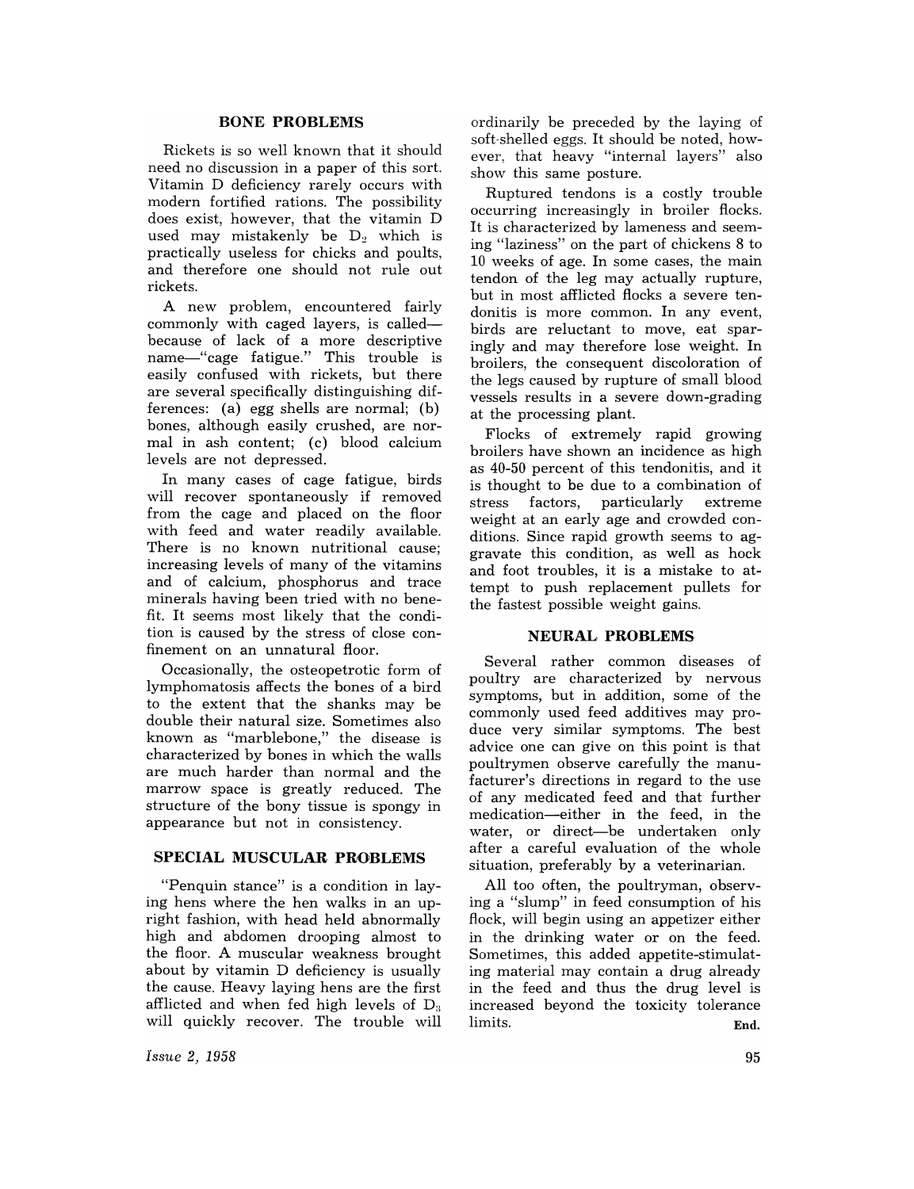## BONE PROBLEMS

Rickets is so well known that it should need no discussion in a paper of this sort. Vitamin D deficiency rarely occurs with modern fortified rations. The possibility does exist, however, that the vitamin D used may mistakenly be $D_2$ which is practically useless for chicks and poults, and therefore one should not rule out rickets.

A new problem, encountered fairly commonly with caged layers, is called—because of lack of a more descriptive name—"cage fatigue." This trouble is easily confused with rickets, but there are several specifically distinguishing differences: (a) egg shells are normal; (b) bones, although easily crushed, are normal in ash content; (c) blood calcium levels are not depressed.

In many cases of cage fatigue, birds will recover spontaneously if removed from the cage and placed on the floor with feed and water readily available. There is no known nutritional cause; increasing levels of many of the vitamins and of calcium, phosphorus and trace minerals having been tried with no benefit. It seems most likely that the condition is caused by the stress of close confinement on an unnatural floor.

Occasionally, the osteopetrotic form of lymphomatosis affects the bones of a bird to the extent that the shanks may be double their natural size. Sometimes also known as "marblebone," the disease is characterized by bones in which the walls are much harder than normal and the marrow space is greatly reduced. The structure of the bony tissue is spongy in appearance but not in consistency.

## SPECIAL MUSCULAR PROBLEMS

"Penquin stance" is a condition in laying hens where the hen walks in an upright fashion, with head held abnormally high and abdomen drooping almost to the floor. A muscular weakness brought about by vitamin D deficiency is usually the cause. Heavy laying hens are the first afflicted and when fed high levels of $D_3$ will quickly recover. The trouble will ordinarily be preceded by the laying of soft-shelled eggs. It should be noted, however, that heavy "internal layers" also show this same posture.

Ruptured tendons is a costly trouble occurring increasingly in broiler flocks. It is characterized by lameness and seeming "laziness" on the part of chickens 8 to 10 weeks of age. In some cases, the main tendon of the leg may actually rupture, but in most afflicted flocks a severe tendonitis is more common. In any event, birds are reluctant to move, eat sparingly and may therefore lose weight. In broilers, the consequent discoloration of the legs caused by rupture of small blood vessels results in a severe down-grading at the processing plant.

Flocks of extremely rapid growing broilers have shown an incidence as high as 40-50 percent of this tendonitis, and it is thought to be due to a combination of stress factors, particularly extreme weight at an early age and crowded conditions. Since rapid growth seems to aggravate this condition, as well as hock and foot troubles, it is a mistake to attempt to push replacement pullets for the fastest possible weight gains.

## NEURAL PROBLEMS

Several rather common diseases of poultry are characterized by nervous symptoms, but in addition, some of the commonly used feed additives may produce very similar symptoms. The best advice one can give on this point is that poultrymen observe carefully the manufacturer's directions in regard to the use of any medicated feed and that further medication—either in the feed, in the water, or direct—be undertaken only after a careful evaluation of the whole situation, preferably by a veterinarian.

All too often, the poultryman, observing a "slump" in feed consumption of his flock, will begin using an appetizer either in the drinking water or on the feed. Sometimes, this added appetite-stimulating material may contain a drug already in the feed and thus the drug level is increased beyond the toxicity tolerance limits.

**End.**